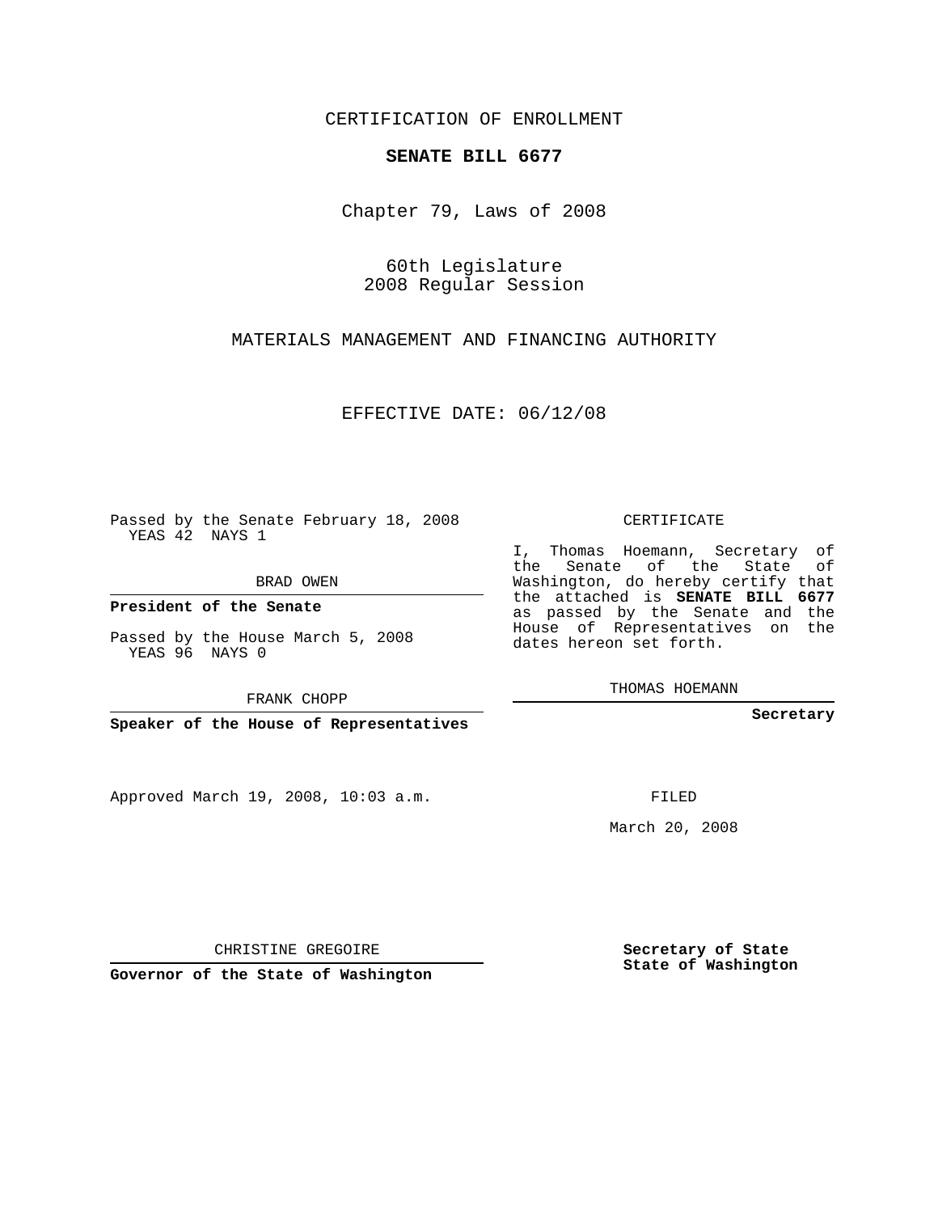CERTIFICATION OF ENROLLMENT

**SENATE BILL 6677**

Chapter 79, Laws of 2008

60th Legislature
2008 Regular Session

MATERIALS MANAGEMENT AND FINANCING AUTHORITY

EFFECTIVE DATE: 06/12/08

Passed by the Senate February 18, 2008
YEAS 42 NAYS 1

BRAD OWEN

**President of the Senate**

Passed by the House March 5, 2008
YEAS 96 NAYS 0

FRANK CHOPP

**Speaker of the House of Representatives**

Approved March 19, 2008, 10:03 a.m.

CHRISTINE GREGOIRE

**Governor of the State of Washington**

CERTIFICATE

I, Thomas Hoemann, Secretary of the Senate of the State of Washington, do hereby certify that the attached is **SENATE BILL 6677** as passed by the Senate and the House of Representatives on the dates hereon set forth.

THOMAS HOEMANN

**Secretary**

FILED

March 20, 2008

**Secretary of State**
**State of Washington**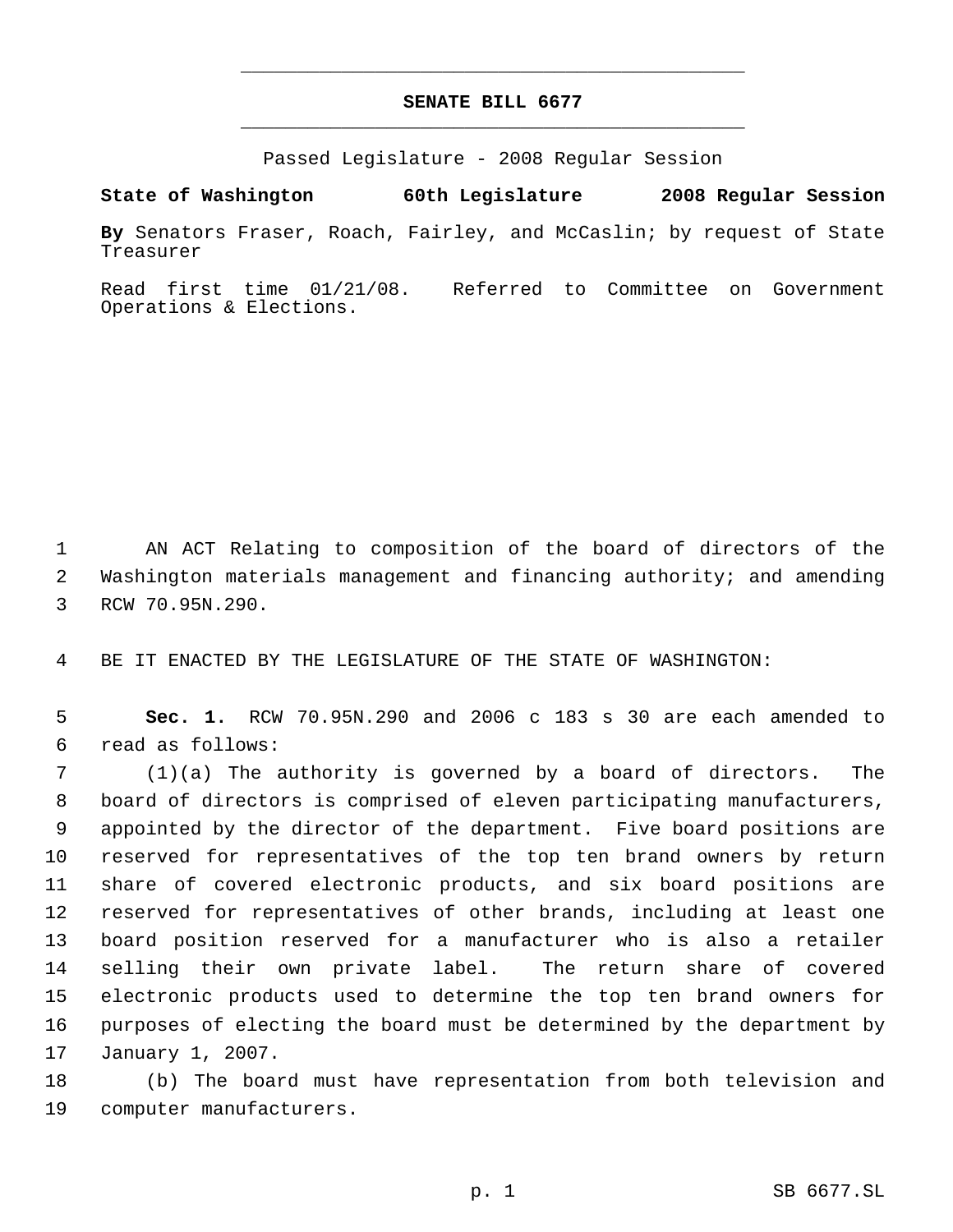# SENATE BILL 6677

Passed Legislature - 2008 Regular Session

**State of Washington** **60th Legislature** **2008 Regular Session**

**By** Senators Fraser, Roach, Fairley, and McCaslin; by request of State Treasurer

Read first time 01/21/08. Referred to Committee on Government Operations & Elections.

1 AN ACT Relating to composition of the board of directors of the
2 Washington materials management and financing authority; and amending
3 RCW 70.95N.290.

4 BE IT ENACTED BY THE LEGISLATURE OF THE STATE OF WASHINGTON:

5 **Sec. 1.** RCW 70.95N.290 and 2006 c 183 s 30 are each amended to
6 read as follows:
7 (1)(a) The authority is governed by a board of directors. The
8 board of directors is comprised of eleven participating manufacturers,
9 appointed by the director of the department. Five board positions are
10 reserved for representatives of the top ten brand owners by return
11 share of covered electronic products, and six board positions are
12 reserved for representatives of other brands, including at least one
13 board position reserved for a manufacturer who is also a retailer
14 selling their own private label. The return share of covered
15 electronic products used to determine the top ten brand owners for
16 purposes of electing the board must be determined by the department by
17 January 1, 2007.
18 (b) The board must have representation from both television and
19 computer manufacturers.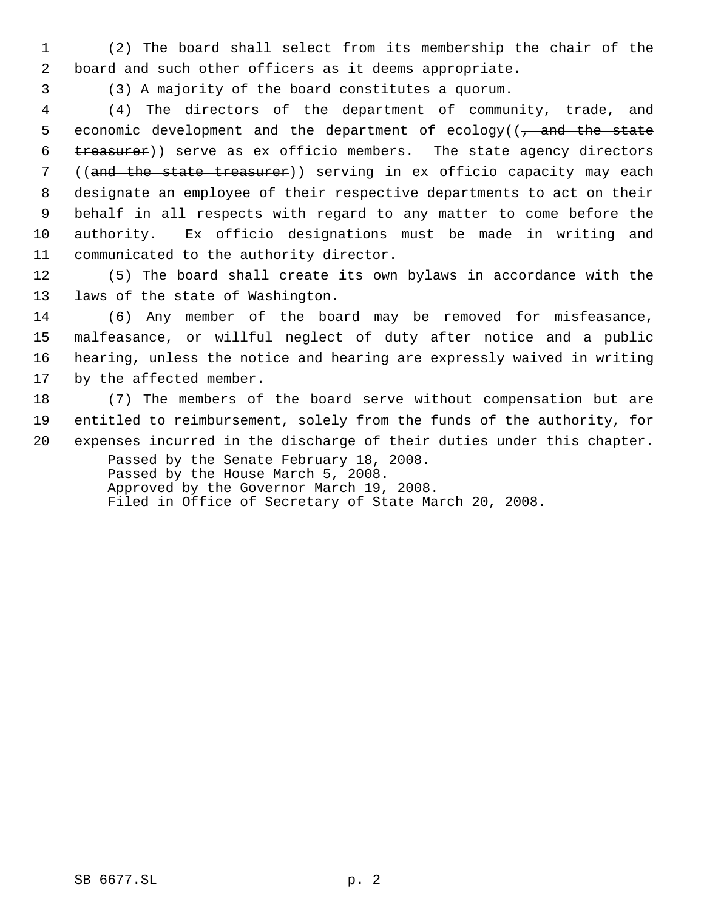(2) The board shall select from its membership the chair of the board and such other officers as it deems appropriate.

(3) A majority of the board constitutes a quorum.

(4) The directors of the department of community, trade, and economic development and the department of ecology((~~, and the state treasurer~~)) serve as ex officio members. The state agency directors ((~~and the state treasurer~~)) serving in ex officio capacity may each designate an employee of their respective departments to act on their behalf in all respects with regard to any matter to come before the authority. Ex officio designations must be made in writing and communicated to the authority director.

(5) The board shall create its own bylaws in accordance with the laws of the state of Washington.

(6) Any member of the board may be removed for misfeasance, malfeasance, or willful neglect of duty after notice and a public hearing, unless the notice and hearing are expressly waived in writing by the affected member.

(7) The members of the board serve without compensation but are entitled to reimbursement, solely from the funds of the authority, for expenses incurred in the discharge of their duties under this chapter.

Passed by the Senate February 18, 2008.
Passed by the House March 5, 2008.
Approved by the Governor March 19, 2008.
Filed in Office of Secretary of State March 20, 2008.